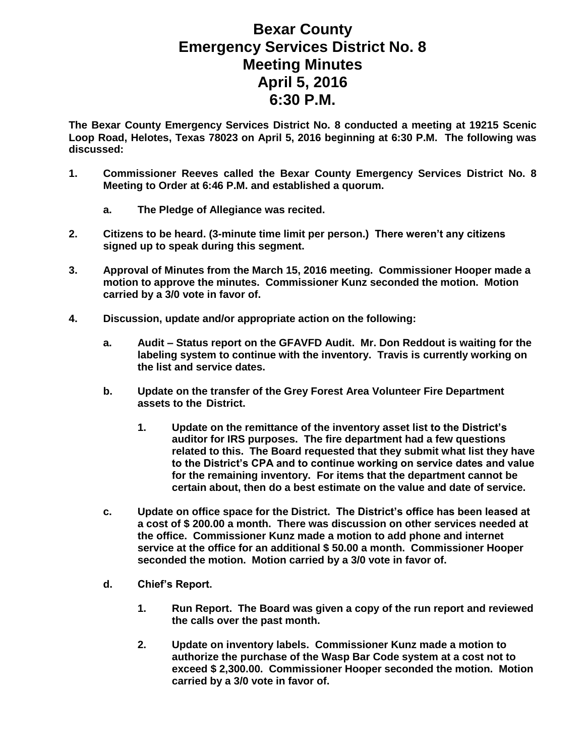# Bexar County
# Emergency Services District No. 8
# Meeting Minutes
# April 5, 2016
# 6:30 P.M.

**The Bexar County Emergency Services District No. 8 conducted a meeting at 19215 Scenic Loop Road, Helotes, Texas 78023 on April 5, 2016 beginning at 6:30 P.M. The following was discussed:**

1. **Commissioner Reeves called the Bexar County Emergency Services District No. 8 Meeting to Order at 6:46 P.M. and established a quorum.**

   a. **The Pledge of Allegiance was recited.**

2. **Citizens to be heard. (3-minute time limit per person.) There weren't any citizens signed up to speak during this segment.**

3. **Approval of Minutes from the March 15, 2016 meeting. Commissioner Hooper made a motion to approve the minutes. Commissioner Kunz seconded the motion. Motion carried by a 3/0 vote in favor of.**

4. **Discussion, update and/or appropriate action on the following:**

   a. **Audit – Status report on the GFAVFD Audit. Mr. Don Reddout is waiting for the labeling system to continue with the inventory. Travis is currently working on the list and service dates.**

   b. **Update on the transfer of the Grey Forest Area Volunteer Fire Department assets to the District.**

      1. **Update on the remittance of the inventory asset list to the District's auditor for IRS purposes. The fire department had a few questions related to this. The Board requested that they submit what list they have to the District's CPA and to continue working on service dates and value for the remaining inventory. For items that the department cannot be certain about, then do a best estimate on the value and date of service.**

   c. **Update on office space for the District. The District's office has been leased at a cost of $ 200.00 a month. There was discussion on other services needed at the office. Commissioner Kunz made a motion to add phone and internet service at the office for an additional $ 50.00 a month. Commissioner Hooper seconded the motion. Motion carried by a 3/0 vote in favor of.**

   d. **Chief's Report.**

      1. **Run Report. The Board was given a copy of the run report and reviewed the calls over the past month.**

      2. **Update on inventory labels. Commissioner Kunz made a motion to authorize the purchase of the Wasp Bar Code system at a cost not to exceed $ 2,300.00. Commissioner Hooper seconded the motion. Motion carried by a 3/0 vote in favor of.**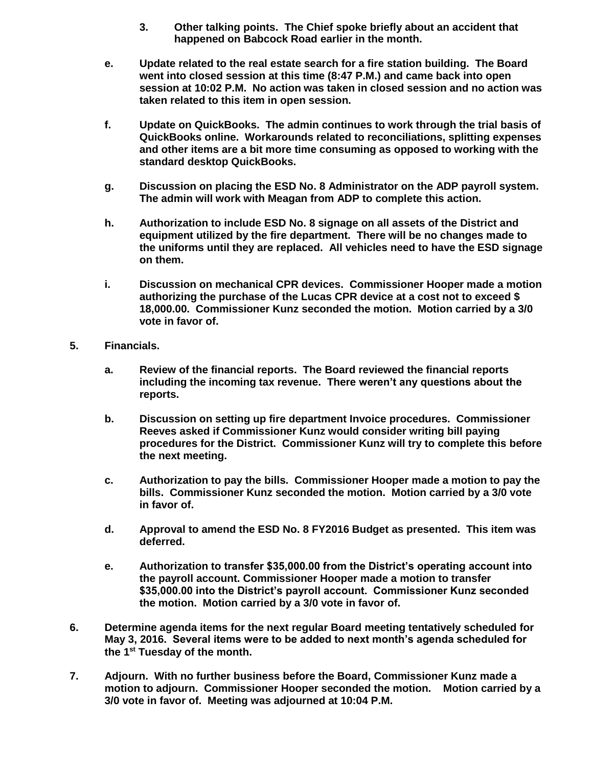3. **Other talking points. The Chief spoke briefly about an accident that happened on Babcock Road earlier in the month.**

e. **Update related to the real estate search for a fire station building. The Board went into closed session at this time (8:47 P.M.) and came back into open session at 10:02 P.M. No action was taken in closed session and no action was taken related to this item in open session.**

f. **Update on QuickBooks. The admin continues to work through the trial basis of QuickBooks online. Workarounds related to reconciliations, splitting expenses and other items are a bit more time consuming as opposed to working with the standard desktop QuickBooks.**

g. **Discussion on placing the ESD No. 8 Administrator on the ADP payroll system. The admin will work with Meagan from ADP to complete this action.**

h. **Authorization to include ESD No. 8 signage on all assets of the District and equipment utilized by the fire department. There will be no changes made to the uniforms until they are replaced. All vehicles need to have the ESD signage on them.**

i. **Discussion on mechanical CPR devices. Commissioner Hooper made a motion authorizing the purchase of the Lucas CPR device at a cost not to exceed $ 18,000.00. Commissioner Kunz seconded the motion. Motion carried by a 3/0 vote in favor of.**

5. **Financials.**

a. **Review of the financial reports. The Board reviewed the financial reports including the incoming tax revenue. There weren't any questions about the reports.**

b. **Discussion on setting up fire department Invoice procedures. Commissioner Reeves asked if Commissioner Kunz would consider writing bill paying procedures for the District. Commissioner Kunz will try to complete this before the next meeting.**

c. **Authorization to pay the bills. Commissioner Hooper made a motion to pay the bills. Commissioner Kunz seconded the motion. Motion carried by a 3/0 vote in favor of.**

d. **Approval to amend the ESD No. 8 FY2016 Budget as presented. This item was deferred.**

e. **Authorization to transfer $35,000.00 from the District's operating account into the payroll account. Commissioner Hooper made a motion to transfer $35,000.00 into the District's payroll account. Commissioner Kunz seconded the motion. Motion carried by a 3/0 vote in favor of.**

6. **Determine agenda items for the next regular Board meeting tentatively scheduled for May 3, 2016. Several items were to be added to next month's agenda scheduled for the 1st Tuesday of the month.**

7. **Adjourn. With no further business before the Board, Commissioner Kunz made a motion to adjourn. Commissioner Hooper seconded the motion. Motion carried by a 3/0 vote in favor of. Meeting was adjourned at 10:04 P.M.**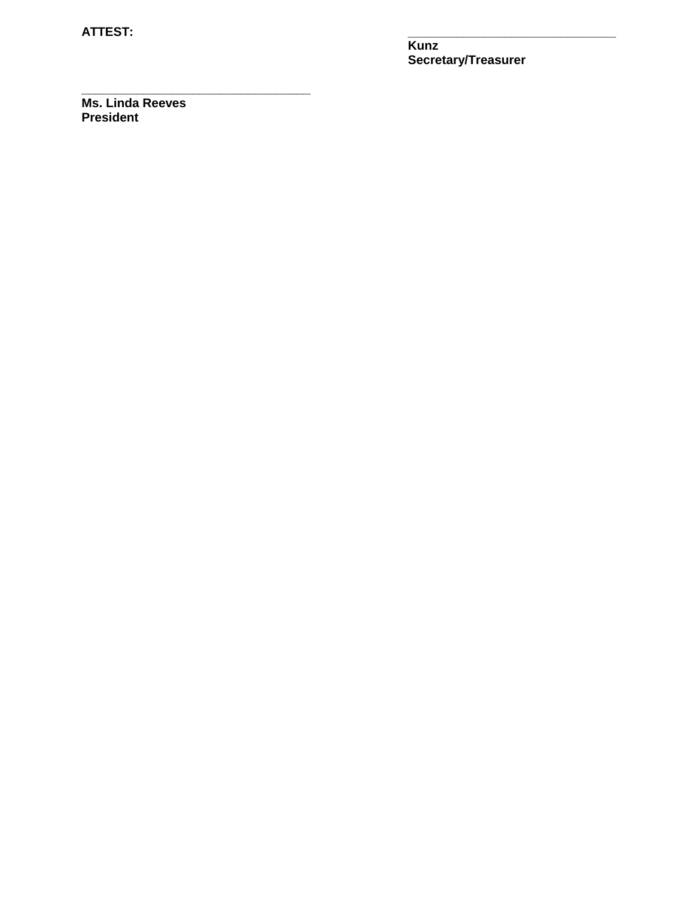**ATTEST:**

\_\_\_\_\_\_\_\_\_\_\_\_\_\_\_\_\_\_\_\_\_\_\_\_\_\_\_\_\_\_
**Kunz**
**Secretary/Treasurer**

\_\_\_\_\_\_\_\_\_\_\_\_\_\_\_\_\_\_\_\_\_\_\_\_\_\_\_\_\_\_\_\_\_
**Ms. Linda Reeves**
**President**